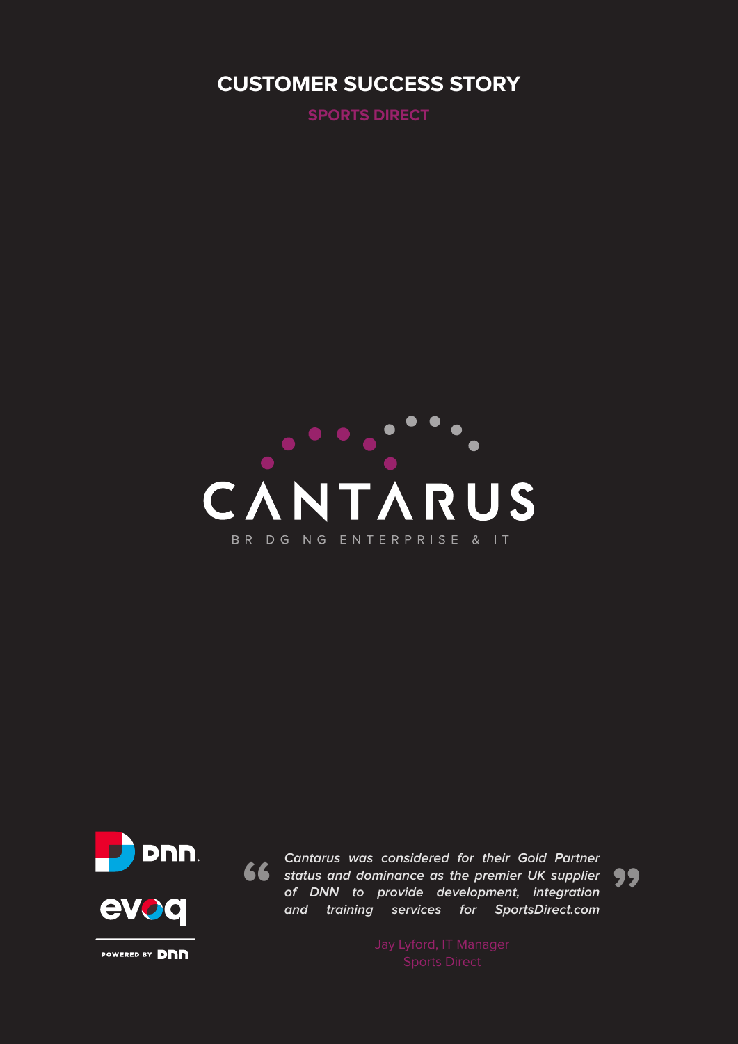# CUSTOMER SUCCESS STORY

## SPORTS DIRECT

CANTARUS

BRIDGING ENTERPRISE & IT

DNN

evoq

POWERED BY DNN

> *Cantarus was considered for their Gold Partner status and dominance as the premier UK supplier of DNN to provide development, integration and training services for SportsDirect.com*

Jay Lyford, IT Manager
Sports Direct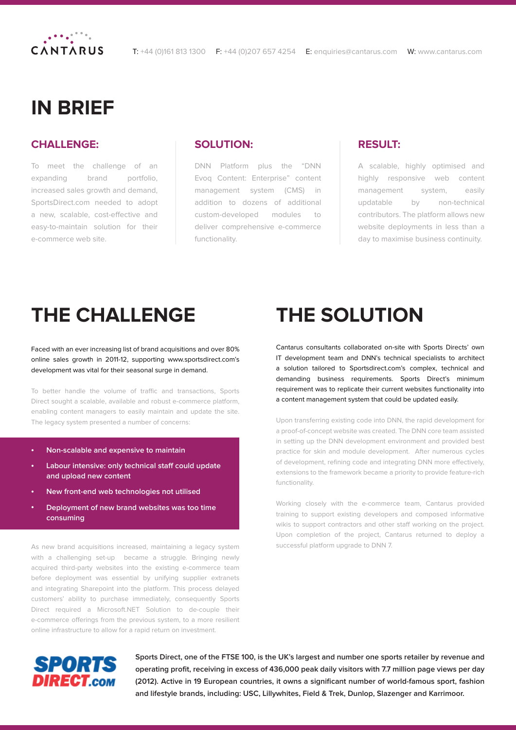CANTARUS

T: +44 (0)161 813 1300 F: +44 (0)207 657 4254 E: enquiries@cantarus.com W: www.cantarus.com

# IN BRIEF

## CHALLENGE:

To meet the challenge of an expanding brand portfolio, increased sales growth and demand, SportsDirect.com needed to adopt a new, scalable, cost-effective and easy-to-maintain solution for their e-commerce web site.

## SOLUTION:

DNN Platform plus the "DNN Evoq Content: Enterprise" content management system (CMS) in addition to dozens of additional custom-developed modules to deliver comprehensive e-commerce functionality.

## RESULT:

A scalable, highly optimised and highly responsive web content management system, easily updatable by non-technical contributors. The platform allows new website deployments in less than a day to maximise business continuity.

# THE CHALLENGE

Faced with an ever increasing list of brand acquisitions and over 80% online sales growth in 2011-12, supporting www.sportsdirect.com's development was vital for their seasonal surge in demand.

To better handle the volume of traffic and transactions, Sports Direct sought a scalable, available and robust e-commerce platform, enabling content managers to easily maintain and update the site. The legacy system presented a number of concerns:

- **Non-scalable and expensive to maintain**
- **Labour intensive: only technical staff could update and upload new content**
- **New front-end web technologies not utilised**
- **Deployment of new brand websites was too time consuming**

As new brand acquisitions increased, maintaining a legacy system with a challenging set-up became a struggle. Bringing newly acquired third-party websites into the existing e-commerce team before deployment was essential by unifying supplier extranets and integrating Sharepoint into the platform. This process delayed customers' ability to purchase immediately, consequently Sports Direct required a Microsoft.NET Solution to de-couple their e-commerce offerings from the previous system, to a more resilient online infrastructure to allow for a rapid return on investment.

# THE SOLUTION

Cantarus consultants collaborated on-site with Sports Directs' own IT development team and DNN's technical specialists to architect a solution tailored to Sportsdirect.com's complex, technical and demanding business requirements. Sports Direct's minimum requirement was to replicate their current websites functionality into a content management system that could be updated easily.

Upon transferring existing code into DNN, the rapid development for a proof-of-concept website was created. The DNN core team assisted in setting up the DNN development environment and provided best practice for skin and module development. After numerous cycles of development, refining code and integrating DNN more effectively, extensions to the framework became a priority to provide feature-rich functionality.

Working closely with the e-commerce team, Cantarus provided training to support existing developers and composed informative wikis to support contractors and other staff working on the project. Upon completion of the project, Cantarus returned to deploy a successful platform upgrade to DNN 7.

SPORTS DIRECT.com

**Sports Direct, one of the FTSE 100, is the UK's largest and number one sports retailer by revenue and operating profit, receiving in excess of 436,000 peak daily visitors with 7.7 million page views per day (2012). Active in 19 European countries, it owns a significant number of world-famous sport, fashion and lifestyle brands, including: USC, Lillywhites, Field & Trek, Dunlop, Slazenger and Karrimoor.**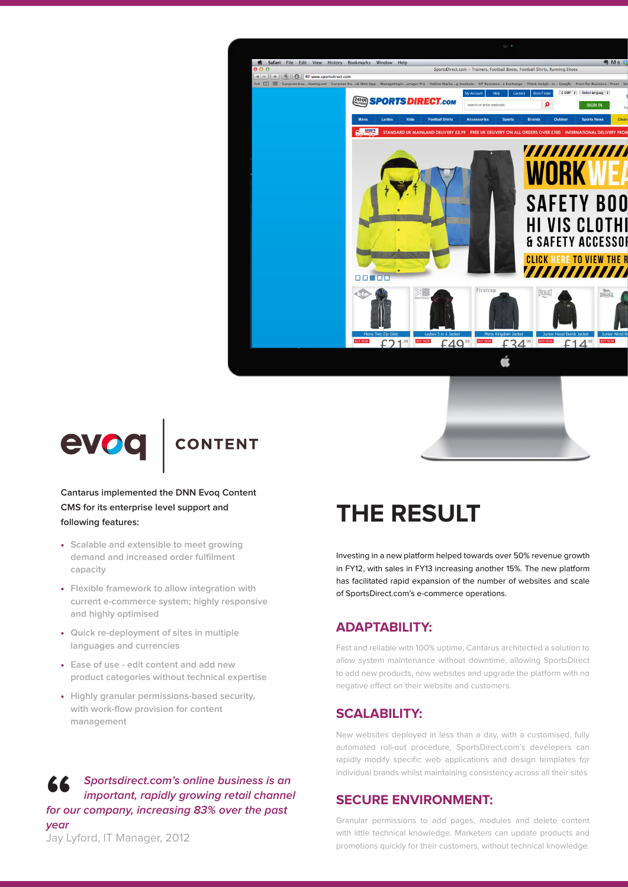evoq | CONTENT

**Cantarus implemented the DNN Evoq Content CMS for its enterprise level support and following features:**

- Scalable and extensible to meet growing demand and increased order fulfilment capacity
- Flexible framework to allow integration with current e-commerce system; highly responsive and highly optimised
- Quick re-deployment of sites in multiple languages and currencies
- Ease of use - edit content and add new product categories without technical expertise
- Highly granular permissions-based security, with work-flow provision for content management

> *Sportsdirect.com's online business is an important, rapidly growing retail channel for our company, increasing 83% over the past year*
>
> Jay Lyford, IT Manager, 2012

# THE RESULT

Investing in a new platform helped towards over 50% revenue growth in FY12, with sales in FY13 increasing another 15%. The new platform has facilitated rapid expansion of the number of websites and scale of SportsDirect.com's e-commerce operations.

## ADAPTABILITY:

Fast and reliable with 100% uptime, Cantarus architected a solution to allow system maintenance without downtime, allowing SportsDirect to add new products, new websites and upgrade the platform with no negative effect on their website and customers.

## SCALABILITY:

New websites deployed in less than a day, with a customised, fully automated roll-out procedure, SportsDirect.com's developers can rapidly modify specific web applications and design templates for individual brands whilst maintaining consistency across all their sites

## SECURE ENVIRONMENT:

Granular permissions to add pages, modules and delete content with little technical knowledge. Marketers can update products and promotions quickly for their customers, without technical knowledge.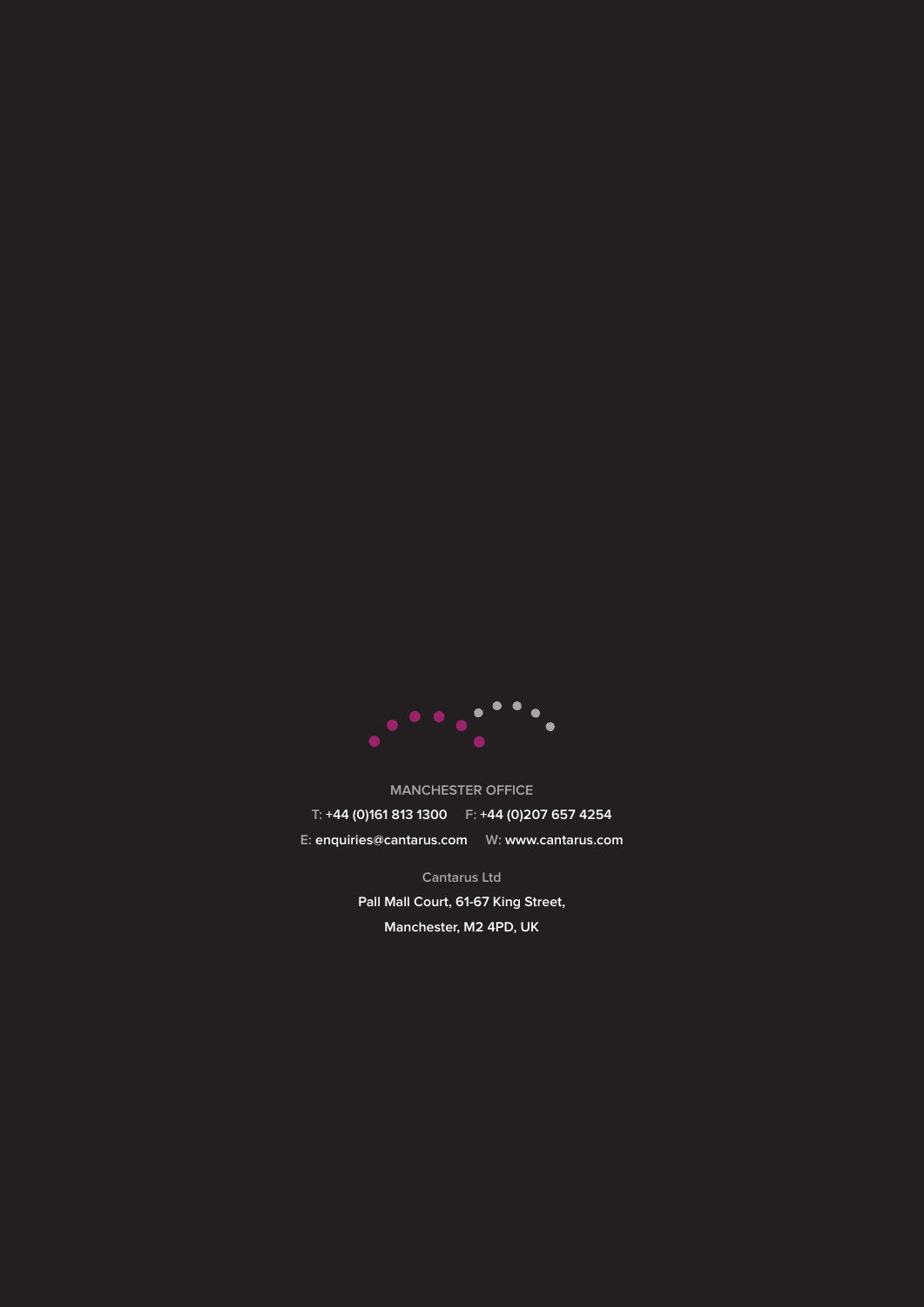MANCHESTER OFFICE

T: +44 (0)161 813 1300 F: +44 (0)207 657 4254

E: enquiries@cantarus.com W: www.cantarus.com

Cantarus Ltd

Pall Mall Court, 61-67 King Street,

Manchester, M2 4PD, UK